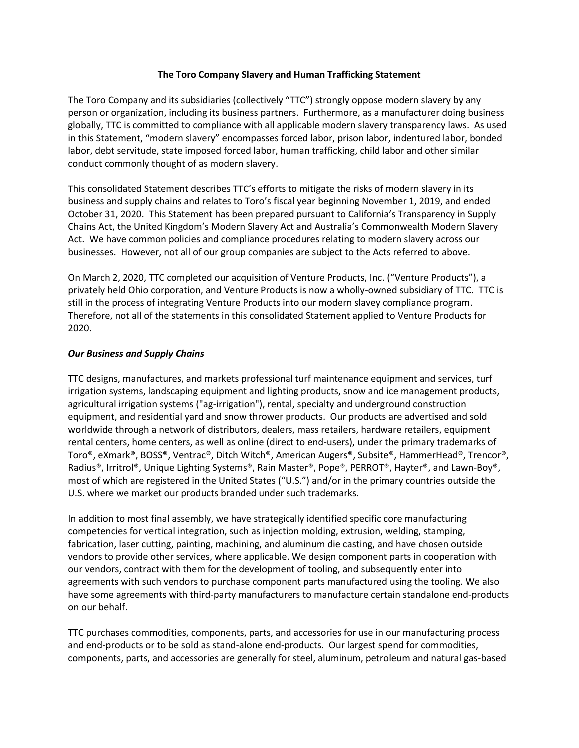# The Toro Company Slavery and Human Trafficking Statement

The Toro Company and its subsidiaries (collectively "TTC") strongly oppose modern slavery by any person or organization, including its business partners. Furthermore, as a manufacturer doing business globally, TTC is committed to compliance with all applicable modern slavery transparency laws. As used in this Statement, "modern slavery" encompasses forced labor, prison labor, indentured labor, bonded labor, debt servitude, state imposed forced labor, human trafficking, child labor and other similar conduct commonly thought of as modern slavery.

This consolidated Statement describes TTC's efforts to mitigate the risks of modern slavery in its business and supply chains and relates to Toro's fiscal year beginning November 1, 2019, and ended October 31, 2020. This Statement has been prepared pursuant to California's Transparency in Supply Chains Act, the United Kingdom's Modern Slavery Act and Australia's Commonwealth Modern Slavery Act. We have common policies and compliance procedures relating to modern slavery across our businesses. However, not all of our group companies are subject to the Acts referred to above.

On March 2, 2020, TTC completed our acquisition of Venture Products, Inc. ("Venture Products"), a privately held Ohio corporation, and Venture Products is now a wholly-owned subsidiary of TTC. TTC is still in the process of integrating Venture Products into our modern slavey compliance program. Therefore, not all of the statements in this consolidated Statement applied to Venture Products for 2020.

***Our Business and Supply Chains***

TTC designs, manufactures, and markets professional turf maintenance equipment and services, turf irrigation systems, landscaping equipment and lighting products, snow and ice management products, agricultural irrigation systems ("ag-irrigation"), rental, specialty and underground construction equipment, and residential yard and snow thrower products. Our products are advertised and sold worldwide through a network of distributors, dealers, mass retailers, hardware retailers, equipment rental centers, home centers, as well as online (direct to end-users), under the primary trademarks of Toro®, eXmark®, BOSS®, Ventrac®, Ditch Witch®, American Augers®, Subsite®, HammerHead®, Trencor®, Radius®, Irritrol®, Unique Lighting Systems®, Rain Master®, Pope®, PERROT®, Hayter®, and Lawn-Boy®, most of which are registered in the United States ("U.S.") and/or in the primary countries outside the U.S. where we market our products branded under such trademarks.

In addition to most final assembly, we have strategically identified specific core manufacturing competencies for vertical integration, such as injection molding, extrusion, welding, stamping, fabrication, laser cutting, painting, machining, and aluminum die casting, and have chosen outside vendors to provide other services, where applicable. We design component parts in cooperation with our vendors, contract with them for the development of tooling, and subsequently enter into agreements with such vendors to purchase component parts manufactured using the tooling. We also have some agreements with third-party manufacturers to manufacture certain standalone end-products on our behalf.

TTC purchases commodities, components, parts, and accessories for use in our manufacturing process and end-products or to be sold as stand-alone end-products. Our largest spend for commodities, components, parts, and accessories are generally for steel, aluminum, petroleum and natural gas-based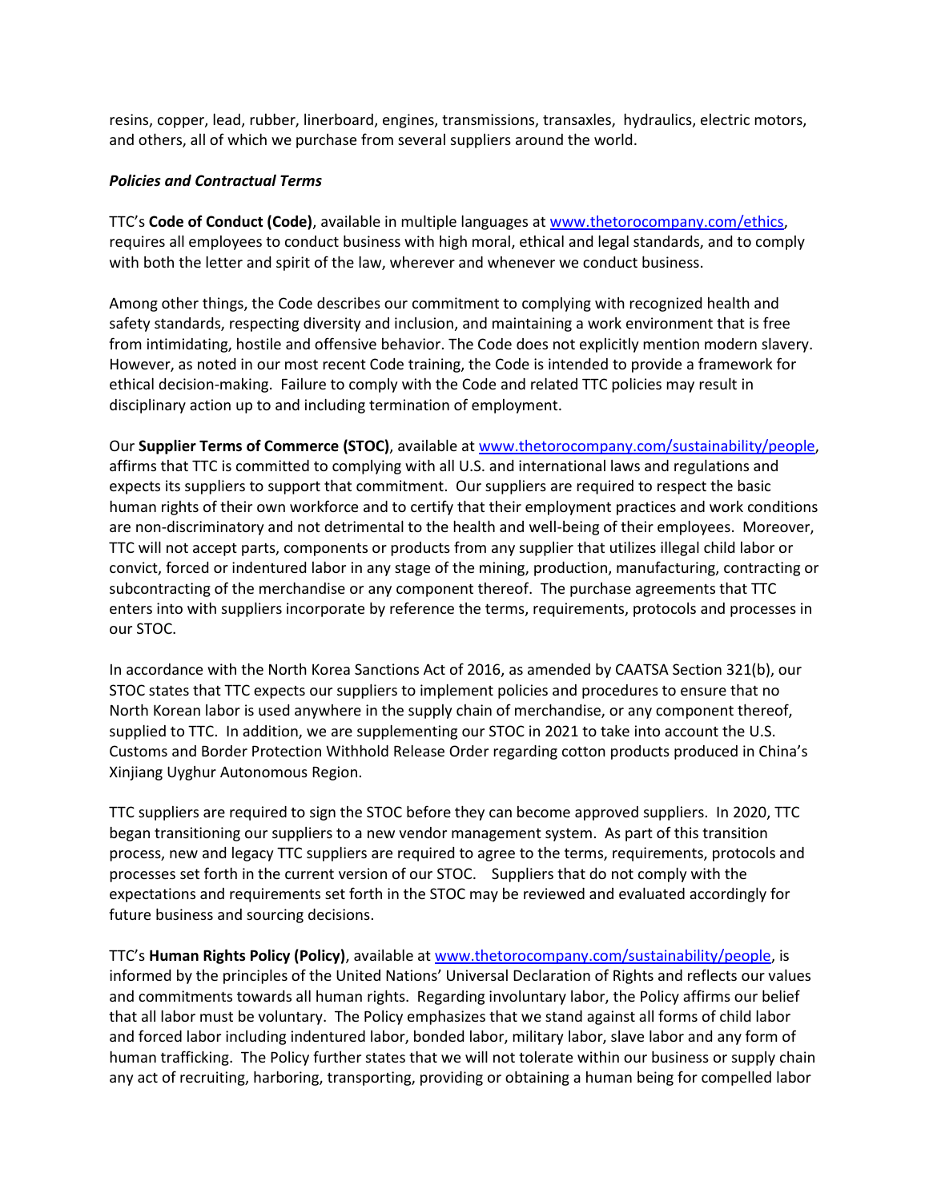resins, copper, lead, rubber, linerboard, engines, transmissions, transaxles, hydraulics, electric motors, and others, all of which we purchase from several suppliers around the world.

***Policies and Contractual Terms***

TTC's **Code of Conduct (Code)**, available in multiple languages at www.thetorocompany.com/ethics, requires all employees to conduct business with high moral, ethical and legal standards, and to comply with both the letter and spirit of the law, wherever and whenever we conduct business.

Among other things, the Code describes our commitment to complying with recognized health and safety standards, respecting diversity and inclusion, and maintaining a work environment that is free from intimidating, hostile and offensive behavior. The Code does not explicitly mention modern slavery. However, as noted in our most recent Code training, the Code is intended to provide a framework for ethical decision-making. Failure to comply with the Code and related TTC policies may result in disciplinary action up to and including termination of employment.

Our **Supplier Terms of Commerce (STOC)**, available at www.thetorocompany.com/sustainability/people, affirms that TTC is committed to complying with all U.S. and international laws and regulations and expects its suppliers to support that commitment. Our suppliers are required to respect the basic human rights of their own workforce and to certify that their employment practices and work conditions are non-discriminatory and not detrimental to the health and well-being of their employees. Moreover, TTC will not accept parts, components or products from any supplier that utilizes illegal child labor or convict, forced or indentured labor in any stage of the mining, production, manufacturing, contracting or subcontracting of the merchandise or any component thereof. The purchase agreements that TTC enters into with suppliers incorporate by reference the terms, requirements, protocols and processes in our STOC.

In accordance with the North Korea Sanctions Act of 2016, as amended by CAATSA Section 321(b), our STOC states that TTC expects our suppliers to implement policies and procedures to ensure that no North Korean labor is used anywhere in the supply chain of merchandise, or any component thereof, supplied to TTC. In addition, we are supplementing our STOC in 2021 to take into account the U.S. Customs and Border Protection Withhold Release Order regarding cotton products produced in China's Xinjiang Uyghur Autonomous Region.

TTC suppliers are required to sign the STOC before they can become approved suppliers. In 2020, TTC began transitioning our suppliers to a new vendor management system. As part of this transition process, new and legacy TTC suppliers are required to agree to the terms, requirements, protocols and processes set forth in the current version of our STOC. Suppliers that do not comply with the expectations and requirements set forth in the STOC may be reviewed and evaluated accordingly for future business and sourcing decisions.

TTC's **Human Rights Policy (Policy)**, available at www.thetorocompany.com/sustainability/people, is informed by the principles of the United Nations' Universal Declaration of Rights and reflects our values and commitments towards all human rights. Regarding involuntary labor, the Policy affirms our belief that all labor must be voluntary. The Policy emphasizes that we stand against all forms of child labor and forced labor including indentured labor, bonded labor, military labor, slave labor and any form of human trafficking. The Policy further states that we will not tolerate within our business or supply chain any act of recruiting, harboring, transporting, providing or obtaining a human being for compelled labor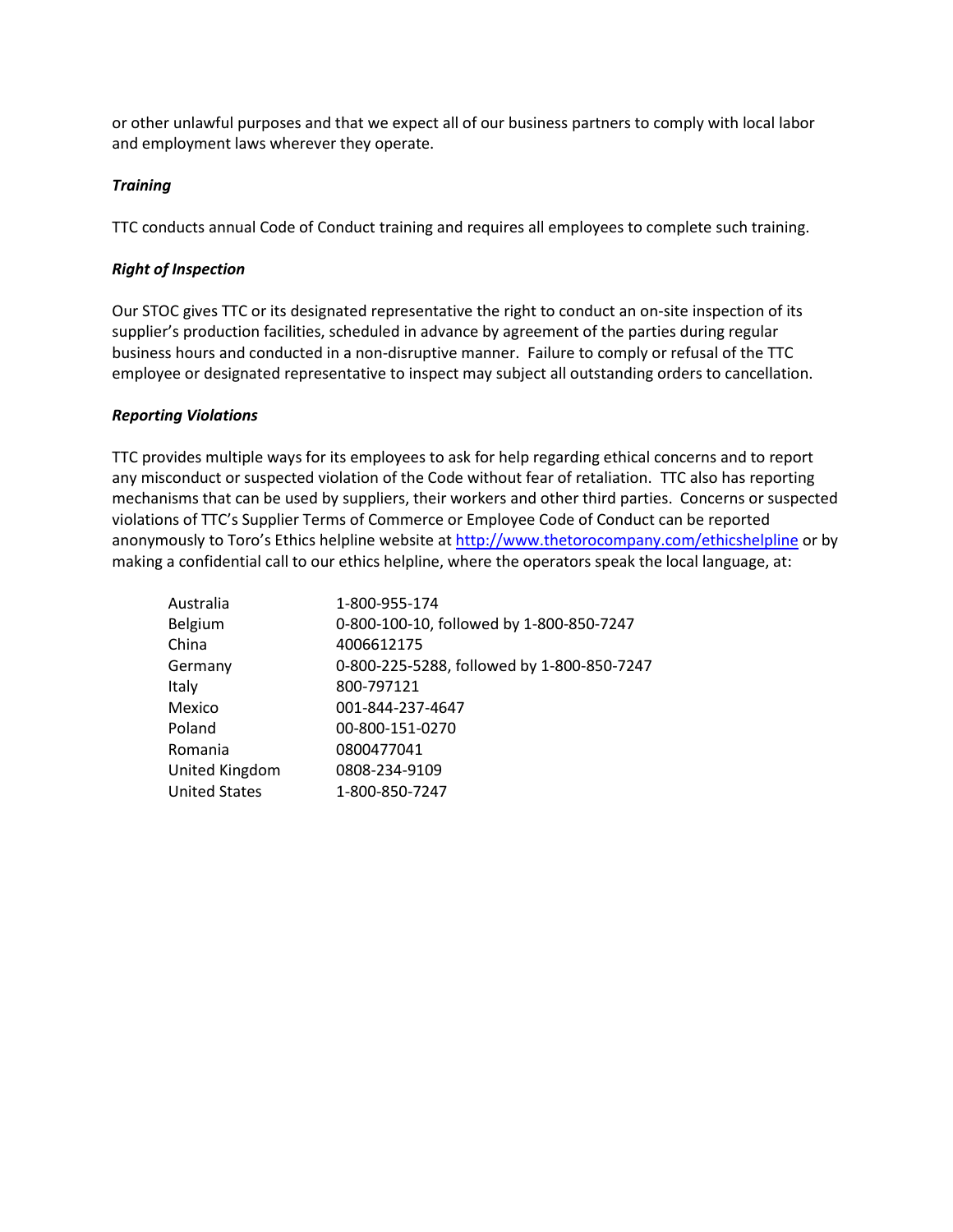or other unlawful purposes and that we expect all of our business partners to comply with local labor and employment laws wherever they operate.

***Training***

TTC conducts annual Code of Conduct training and requires all employees to complete such training.

***Right of Inspection***

Our STOC gives TTC or its designated representative the right to conduct an on-site inspection of its supplier's production facilities, scheduled in advance by agreement of the parties during regular business hours and conducted in a non-disruptive manner. Failure to comply or refusal of the TTC employee or designated representative to inspect may subject all outstanding orders to cancellation.

***Reporting Violations***

TTC provides multiple ways for its employees to ask for help regarding ethical concerns and to report any misconduct or suspected violation of the Code without fear of retaliation. TTC also has reporting mechanisms that can be used by suppliers, their workers and other third parties. Concerns or suspected violations of TTC's Supplier Terms of Commerce or Employee Code of Conduct can be reported anonymously to Toro's Ethics helpline website at http://www.thetorocompany.com/ethicshelpline or by making a confidential call to our ethics helpline, where the operators speak the local language, at:

| | |
|---|---|
| Australia | 1-800-955-174 |
| Belgium | 0-800-100-10, followed by 1-800-850-7247 |
| China | 4006612175 |
| Germany | 0-800-225-5288, followed by 1-800-850-7247 |
| Italy | 800-797121 |
| Mexico | 001-844-237-4647 |
| Poland | 00-800-151-0270 |
| Romania | 0800477041 |
| United Kingdom | 0808-234-9109 |
| United States | 1-800-850-7247 |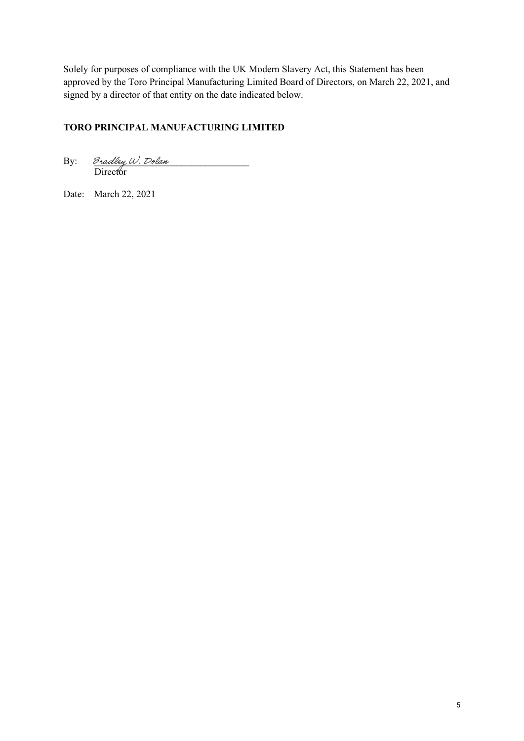Solely for purposes of compliance with the UK Modern Slavery Act, this Statement has been approved by the Toro Principal Manufacturing Limited Board of Directors, on March 22, 2021, and signed by a director of that entity on the date indicated below.

**TORO PRINCIPAL MANUFACTURING LIMITED**

By: Bradley W. Dolan
Director

Date: March 22, 2021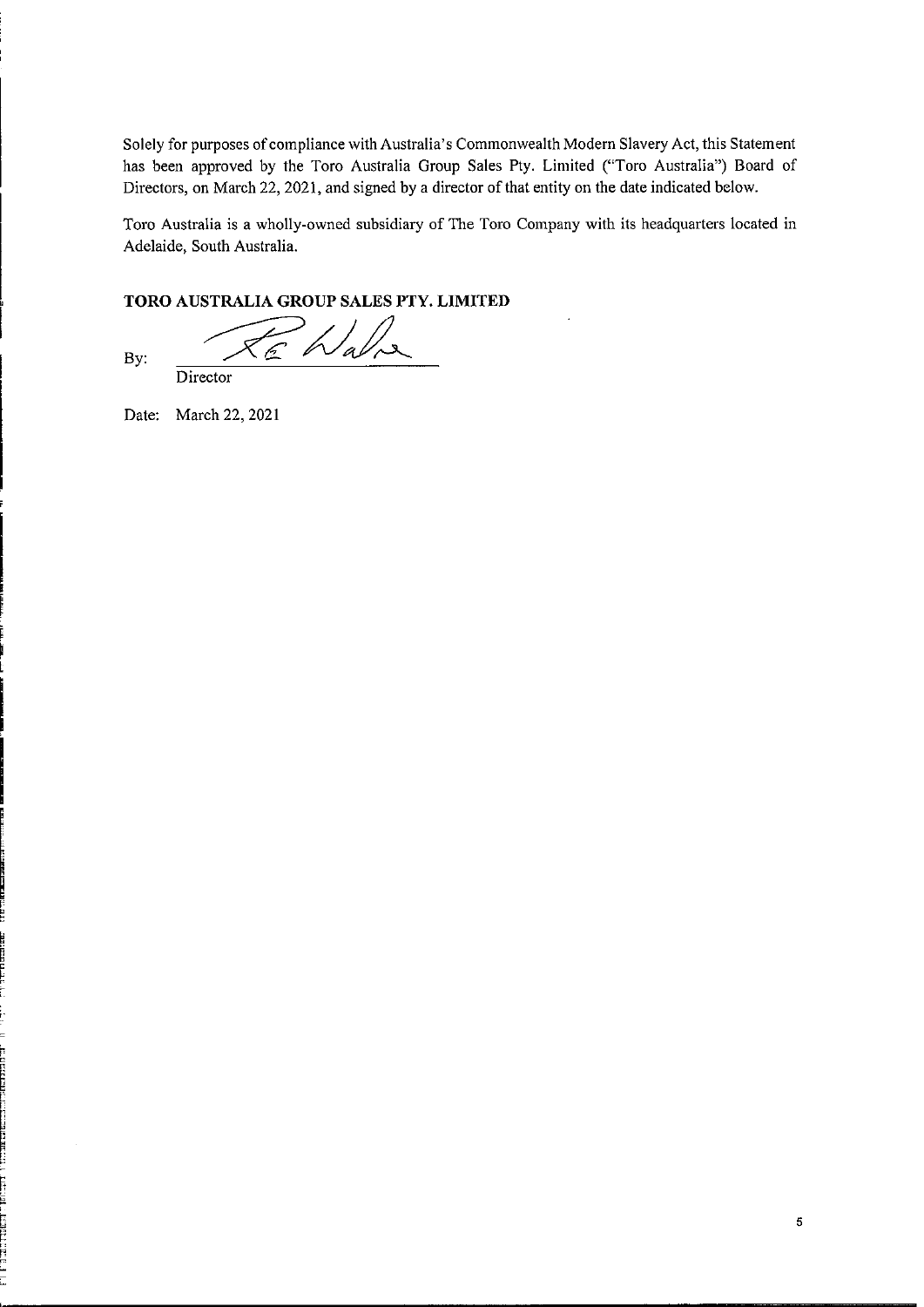Solely for purposes of compliance with Australia's Commonwealth Modern Slavery Act, this Statement has been approved by the Toro Australia Group Sales Pty. Limited ("Toro Australia") Board of Directors, on March 22, 2021, and signed by a director of that entity on the date indicated below.

Toro Australia is a wholly-owned subsidiary of The Toro Company with its headquarters located in Adelaide, South Australia.

**TORO AUSTRALIA GROUP SALES PTY. LIMITED**

By: ______________________
Director

Date: March 22, 2021